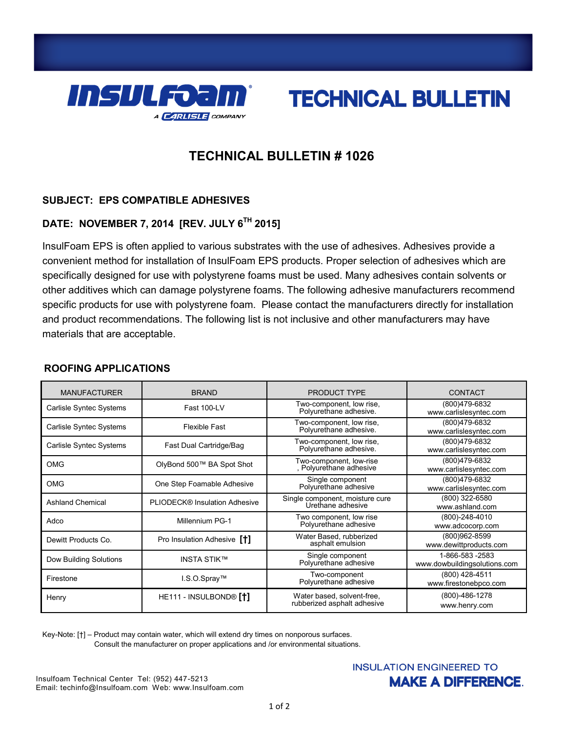# TECHNICAL BULLETIN

## TECHNICAL BULLETIN # 1026

**SUBJECT: EPS COMPATIBLE ADHESIVES**

**DATE: NOVEMBER 7, 2014 [REV. JULY 6TH 2015]**

InsulFoam EPS is often applied to various substrates with the use of adhesives. Adhesives provide a convenient method for installation of InsulFoam EPS products. Proper selection of adhesives which are specifically designed for use with polystyrene foams must be used. Many adhesives contain solvents or other additives which can damage polystyrene foams. The following adhesive manufacturers recommend specific products for use with polystyrene foam. Please contact the manufacturers directly for installation and product recommendations. The following list is not inclusive and other manufacturers may have materials that are acceptable.

### ROOFING APPLICATIONS

| MANUFACTURER | BRAND | PRODUCT TYPE | CONTACT |
|---|---|---|---|
| Carlisle Syntec Systems | Fast 100-LV | Two-component, low rise, Polyurethane adhesive. | (800)479-6832 www.carlislesyntec.com |
| Carlisle Syntec Systems | Flexible Fast | Two-component, low rise, Polyurethane adhesive. | (800)479-6832 www.carlislesyntec.com |
| Carlisle Syntec Systems | Fast Dual Cartridge/Bag | Two-component, low rise, Polyurethane adhesive. | (800)479-6832 www.carlislesyntec.com |
| OMG | OlyBond 500™ BA Spot Shot | Two-component, low-rise , Polyurethane adhesive | (800)479-6832 www.carlislesyntec.com |
| OMG | One Step Foamable Adhesive | Single component Polyurethane adhesive | (800)479-6832 www.carlislesyntec.com |
| Ashland Chemical | PLIODECK® Insulation Adhesive | Single component, moisture cure Urethane adhesive | (800) 322-6580 www.ashland.com |
| Adco | Millennium PG-1 | Two component, low rise Polyurethane adhesive | (800)-248-4010 www.adcocorp.com |
| Dewitt Products Co. | Pro Insulation Adhesive [†] | Water Based, rubberized asphalt emulsion | (800)962-8599 www.dewittproducts.com |
| Dow Building Solutions | INSTA STIK™ | Single component Polyurethane adhesive | 1-866-583 -2583 www.dowbuildingsolutions.com |
| Firestone | I.S.O.Spray™ | Two-component Polyurethane adhesive | (800) 428-4511 www.firestonebpco.com |
| Henry | HE111 - INSULBOND® [†] | Water based, solvent-free, rubberized asphalt adhesive | (800)-486-1278 www.henry.com |

Key-Note: [†] – Product may contain water, which will extend dry times on nonporous surfaces.
Consult the manufacturer on proper applications and /or environmental situations.

Insulfoam Technical Center Tel: (952) 447-5213
Email: techinfo@Insulfoam.com Web: www.Insulfoam.com

INSULATION ENGINEERED TO **MAKE A DIFFERENCE.**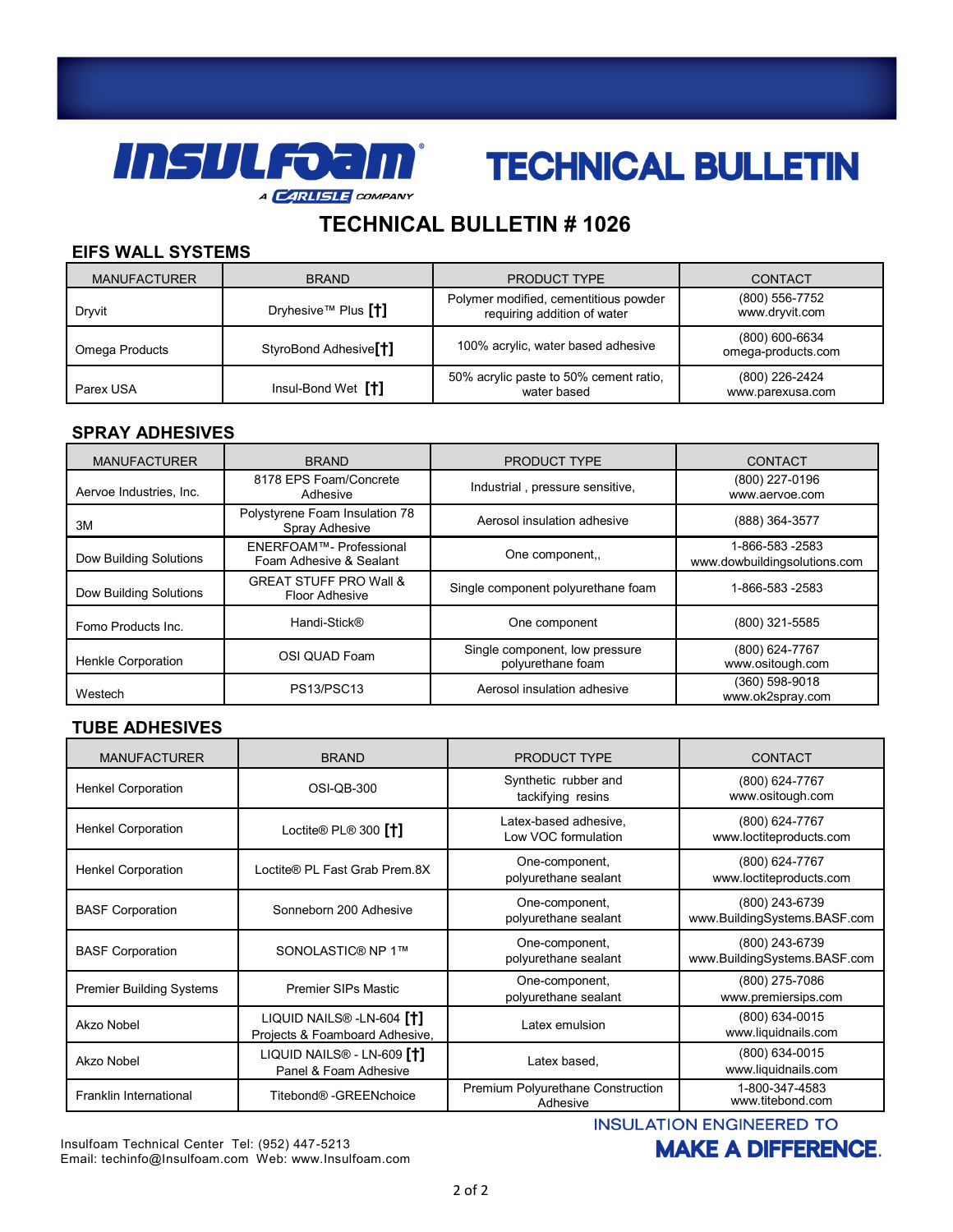# INSULFOAM TECHNICAL BULLETIN

A CARLISLE COMPANY

## TECHNICAL BULLETIN # 1026

### EIFS WALL SYSTEMS

| MANUFACTURER | BRAND | PRODUCT TYPE | CONTACT |
|---|---|---|---|
| Dryvit | Dryhesive™ Plus **[†]** | Polymer modified, cementitious powder requiring addition of water | (800) 556-7752 www.dryvit.com |
| Omega Products | StyroBond Adhesive**[†]** | 100% acrylic, water based adhesive | (800) 600-6634 omega-products.com |
| Parex USA | Insul-Bond Wet **[†]** | 50% acrylic paste to 50% cement ratio, water based | (800) 226-2424 www.parexusa.com |

### SPRAY ADHESIVES

| MANUFACTURER | BRAND | PRODUCT TYPE | CONTACT |
|---|---|---|---|
| Aervoe Industries, Inc. | 8178 EPS Foam/Concrete Adhesive | Industrial , pressure sensitive, | (800) 227-0196 www.aervoe.com |
| 3M | Polystyrene Foam Insulation 78 Spray Adhesive | Aerosol insulation adhesive | (888) 364-3577 |
| Dow Building Solutions | ENERFOAM™- Professional Foam Adhesive & Sealant | One component,, | 1-866-583 -2583 www.dowbuildingsolutions.com |
| Dow Building Solutions | GREAT STUFF PRO Wall & Floor Adhesive | Single component polyurethane foam | 1-866-583 -2583 |
| Fomo Products Inc. | Handi-Stick® | One component | (800) 321-5585 |
| Henkle Corporation | OSI QUAD Foam | Single component, low pressure polyurethane foam | (800) 624-7767 www.ositough.com |
| Westech | PS13/PSC13 | Aerosol insulation adhesive | (360) 598-9018 www.ok2spray.com |

### TUBE ADHESIVES

| MANUFACTURER | BRAND | PRODUCT TYPE | CONTACT |
|---|---|---|---|
| Henkel Corporation | OSI-QB-300 | Synthetic rubber and tackifying resins | (800) 624-7767 www.ositough.com |
| Henkel Corporation | Loctite® PL® 300 **[†]** | Latex-based adhesive, Low VOC formulation | (800) 624-7767 www.loctiteproducts.com |
| Henkel Corporation | Loctite® PL Fast Grab Prem.8X | One-component, polyurethane sealant | (800) 624-7767 www.loctiteproducts.com |
| BASF Corporation | Sonneborn 200 Adhesive | One-component, polyurethane sealant | (800) 243-6739 www.BuildingSystems.BASF.com |
| BASF Corporation | SONOLASTIC® NP 1™ | One-component, polyurethane sealant | (800) 243-6739 www.BuildingSystems.BASF.com |
| Premier Building Systems | Premier SIPs Mastic | One-component, polyurethane sealant | (800) 275-7086 www.premiersips.com |
| Akzo Nobel | LIQUID NAILS® -LN-604 **[†]** Projects & Foamboard Adhesive, | Latex emulsion | (800) 634-0015 www.liquidnails.com |
| Akzo Nobel | LIQUID NAILS® - LN-609 **[†]** Panel & Foam Adhesive | Latex based, | (800) 634-0015 www.liquidnails.com |
| Franklin International | Titebond® -GREENchoice | Premium Polyurethane Construction Adhesive | 1-800-347-4583 www.titebond.com |

Insulfoam Technical Center Tel: (952) 447-5213
Email: techinfo@Insulfoam.com Web: www.Insulfoam.com

INSULATION ENGINEERED TO **MAKE A DIFFERENCE.**